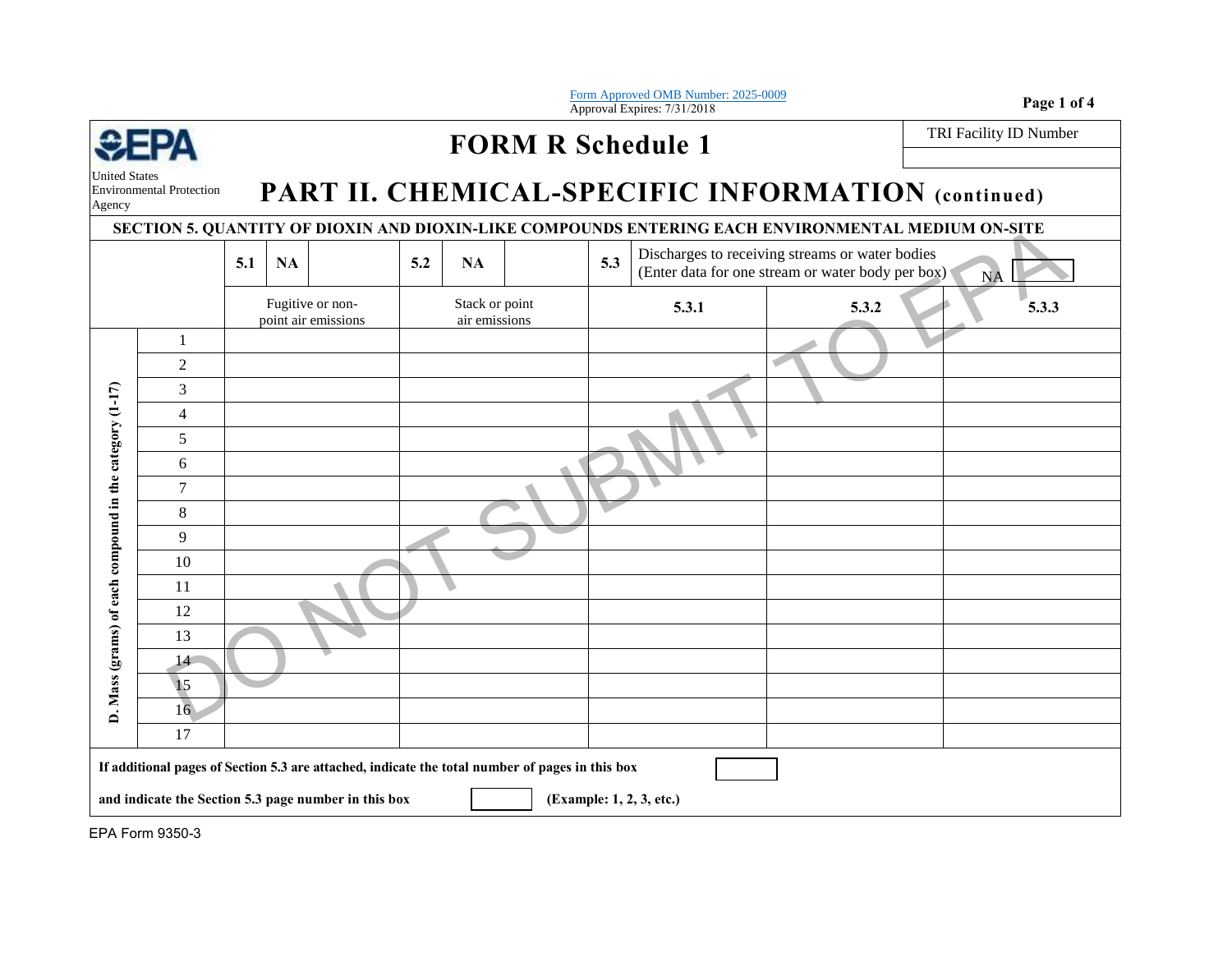Form Approved OMB Number: 2025-0009
Approval Expires: 7/31/2018

United States Environmental Protection Agency

# FORM R Schedule 1

TRI Facility ID Number

## PART II. CHEMICAL-SPECIFIC INFORMATION (continued)

### SECTION 5. QUANTITY OF DIOXIN AND DIOXIN-LIKE COMPOUNDS ENTERING EACH ENVIRONMENTAL MEDIUM ON-SITE

| | | 5.1 NA | 5.2 NA | 5.3 Discharges to receiving streams or water bodies (Enter data for one stream or water body per box) NA | | |
|---|---|---|---|---|---|---|
| | | Fugitive or non-point air emissions | Stack or point air emissions | 5.3.1 | 5.3.2 | 5.3.3 |
| D. Mass (grams) of each compound in the category (1-17) | 1 | | | | | |
| | 2 | | | | | |
| | 3 | | | | | |
| | 4 | | | | | |
| | 5 | | | | | |
| | 6 | | | | | |
| | 7 | | | | | |
| | 8 | | | | | |
| | 9 | | | | | |
| | 10 | | | | | |
| | 11 | | | | | |
| | 12 | | | | | |
| | 13 | | | | | |
| | 14 | | | | | |
| | 15 | | | | | |
| | 16 | | | | | |
| | 17 | | | | | |

**If additional pages of Section 5.3 are attached, indicate the total number of pages in this box** [ ]

**and indicate the Section 5.3 page number in this box** [ ] **(Example: 1, 2, 3, etc.)**

DO NOT SUBMIT TO EPA

EPA Form 9350-3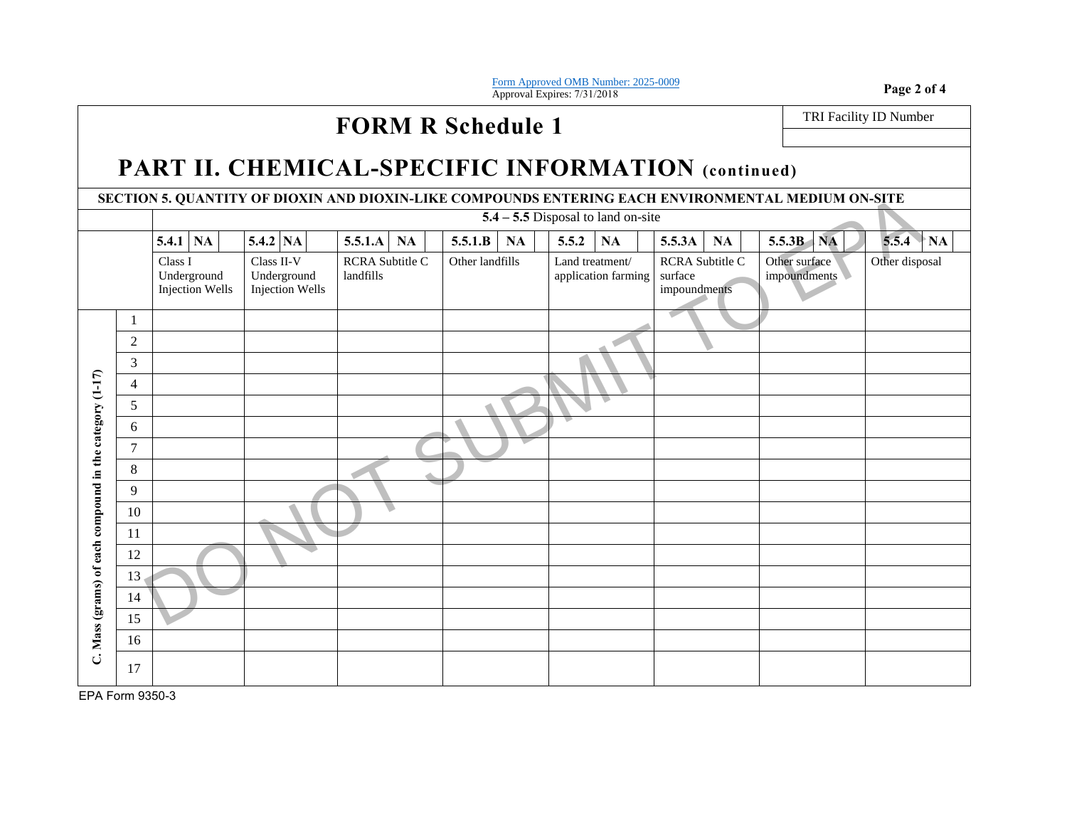Form Approved OMB Number: 2025-0009
Approval Expires: 7/31/2018

# FORM R Schedule 1

TRI Facility ID Number

## PART II. CHEMICAL-SPECIFIC INFORMATION (continued)

### SECTION 5. QUANTITY OF DIOXIN AND DIOXIN-LIKE COMPOUNDS ENTERING EACH ENVIRONMENTAL MEDIUM ON-SITE

| | | **5.4 – 5.5** Disposal to land on-site | | | | | | | |
|---|---|---|---|---|---|---|---|---|---|
| | | **5.4.1** **NA** | **5.4.2** **NA** | **5.5.1.A** **NA** | **5.5.1.B** **NA** | **5.5.2** **NA** | **5.5.3A** **NA** | **5.5.3B** **NA** | **5.5.4** **NA** |
| | | Class I Underground Injection Wells | Class II-V Underground Injection Wells | RCRA Subtitle C landfills | Other landfills | Land treatment/ application farming | RCRA Subtitle C surface impoundments | Other surface impoundments | Other disposal |
| **C. Mass (grams) of each compound in the category (1-17)** | 1 | | | | | | | | |
| | 2 | | | | | | | | |
| | 3 | | | | | | | | |
| | 4 | | | | | | | | |
| | 5 | | | | | | | | |
| | 6 | | | | | | | | |
| | 7 | | | | | | | | |
| | 8 | | | | | | | | |
| | 9 | | | | | | | | |
| | 10 | | | | | | | | |
| | 11 | | | | | | | | |
| | 12 | | | | | | | | |
| | 13 | | | | | | | | |
| | 14 | | | | | | | | |
| | 15 | | | | | | | | |
| | 16 | | | | | | | | |
| | 17 | | | | | | | | |

DO NOT SUBMIT TO EPA

EPA Form 9350-3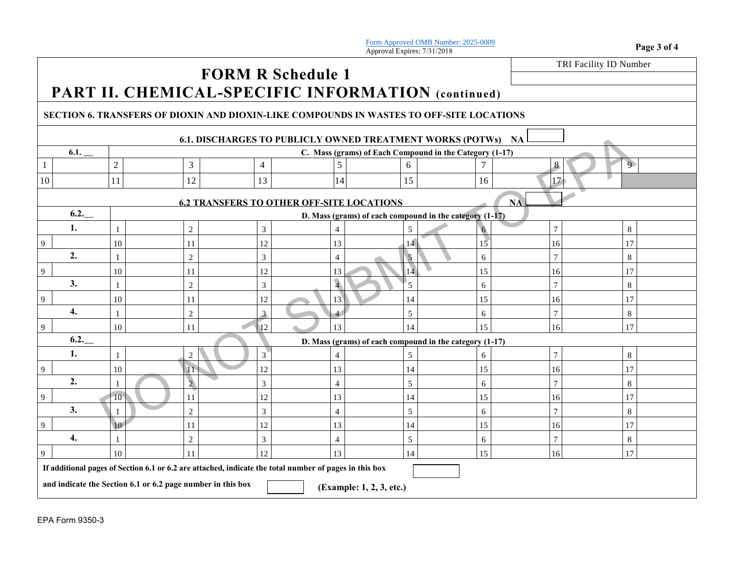Form Approved OMB Number: 2025-0009
Approval Expires: 7/31/2018

| TRI Facility ID Number |
|---|
| |

# FORM R Schedule 1
# PART II. CHEMICAL-SPECIFIC INFORMATION (continued)

**SECTION 6. TRANSFERS OF DIOXIN AND DIOXIN-LIKE COMPOUNDS IN WASTES TO OFF-SITE LOCATIONS**

**6.1. DISCHARGES TO PUBLICLY OWNED TREATMENT WORKS (POTWs)** NA ☐

| 6.1. __ | | C. Mass (grams) of Each Compound in the Category (1-17) | | | | | | | | | | | | | | | |
|---|---|---|---|---|---|---|---|---|---|---|---|---|---|---|---|---|---|
| 1 | | 2 | | 3 | | 4 | | 5 | | 6 | | 7 | | 8 | | 9 | |
| 10 | | 11 | | 12 | | 13 | | 14 | | 15 | | 16 | | 17 | | | |

**6.2 TRANSFERS TO OTHER OFF-SITE LOCATIONS** NA ☐

| 6.2.__ | | D. Mass (grams) of each compound in the category (1-17) | | | | | | | | | | | | | | |
|---|---|---|---|---|---|---|---|---|---|---|---|---|---|---|---|---|
| **1.** | 1 | | 2 | | 3 | | 4 | | 5 | | 6 | | 7 | | 8 | |
| 9 | 10 | | 11 | | 12 | | 13 | | 14 | | 15 | | 16 | | 17 | |
| **2.** | 1 | | 2 | | 3 | | 4 | | 5 | | 6 | | 7 | | 8 | |
| 9 | 10 | | 11 | | 12 | | 13 | | 14 | | 15 | | 16 | | 17 | |
| **3.** | 1 | | 2 | | 3 | | 4 | | 5 | | 6 | | 7 | | 8 | |
| 9 | 10 | | 11 | | 12 | | 13 | | 14 | | 15 | | 16 | | 17 | |
| **4.** | 1 | | 2 | | 3 | | 4 | | 5 | | 6 | | 7 | | 8 | |
| 9 | 10 | | 11 | | 12 | | 13 | | 14 | | 15 | | 16 | | 17 | |

| 6.2.__ | | D. Mass (grams) of each compound in the category (1-17) | | | | | | | | | | | | | | |
|---|---|---|---|---|---|---|---|---|---|---|---|---|---|---|---|---|
| **1.** | 1 | | 2 | | 3 | | 4 | | 5 | | 6 | | 7 | | 8 | |
| 9 | 10 | | 11 | | 12 | | 13 | | 14 | | 15 | | 16 | | 17 | |
| **2.** | 1 | | 2 | | 3 | | 4 | | 5 | | 6 | | 7 | | 8 | |
| 9 | 10 | | 11 | | 12 | | 13 | | 14 | | 15 | | 16 | | 17 | |
| **3.** | 1 | | 2 | | 3 | | 4 | | 5 | | 6 | | 7 | | 8 | |
| 9 | 10 | | 11 | | 12 | | 13 | | 14 | | 15 | | 16 | | 17 | |
| **4.** | 1 | | 2 | | 3 | | 4 | | 5 | | 6 | | 7 | | 8 | |
| 9 | 10 | | 11 | | 12 | | 13 | | 14 | | 15 | | 16 | | 17 | |

**If additional pages of Section 6.1 or 6.2 are attached, indicate the total number of pages in this box** ☐

**and indicate the Section 6.1 or 6.2 page number in this box** ☐ **(Example: 1, 2, 3, etc.)**

DO NOT SUBMIT TO EPA

EPA Form 9350-3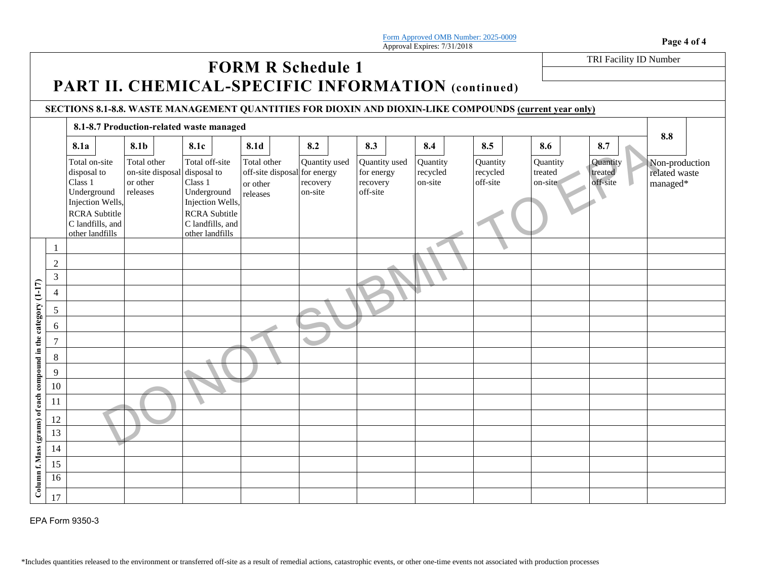Form Approved OMB Number: 2025-0009
Approval Expires: 7/31/2018

# FORM R Schedule 1
## PART II. CHEMICAL-SPECIFIC INFORMATION (continued)

TRI Facility ID Number

**SECTIONS 8.1-8.8. WASTE MANAGEMENT QUANTITIES FOR DIOXIN AND DIOXIN-LIKE COMPOUNDS (current year only)**

| Column f. Mass (grams) of each compound in the category (1-17) | 8.1-8.7 Production-related waste managed | | | | | | | | | | 8.8 |
|---|---|---|---|---|---|---|---|---|---|---|---|
| | **8.1a** Total on-site disposal to Class 1 Underground Injection Wells, RCRA Subtitle C landfills, and other landfills | **8.1b** Total other on-site disposal or other releases | **8.1c** Total off-site disposal to Class 1 Underground Injection Wells, RCRA Subtitle C landfills, and other landfills | **8.1d** Total other off-site disposal or other releases | **8.2** Quantity used for energy recovery on-site | **8.3** Quantity used for energy recovery off-site | **8.4** Quantity recycled on-site | **8.5** Quantity recycled off-site | **8.6** Quantity treated on-site | **8.7** Quantity treated off-site | Non-production related waste managed* |
| 1 | | | | | | | | | | | |
| 2 | | | | | | | | | | | |
| 3 | | | | | | | | | | | |
| 4 | | | | | | | | | | | |
| 5 | | | | | | | | | | | |
| 6 | | | | | | | | | | | |
| 7 | | | | | | | | | | | |
| 8 | | | | | | | | | | | |
| 9 | | | | | | | | | | | |
| 10 | | | | | | | | | | | |
| 11 | | | | | | | | | | | |
| 12 | | | | | | | | | | | |
| 13 | | | | | | | | | | | |
| 14 | | | | | | | | | | | |
| 15 | | | | | | | | | | | |
| 16 | | | | | | | | | | | |
| 17 | | | | | | | | | | | |

DO NOT SUBMIT TO EPA

EPA Form 9350-3

*Includes quantities released to the environment or transferred off-site as a result of remedial actions, catastrophic events, or other one-time events not associated with production processes